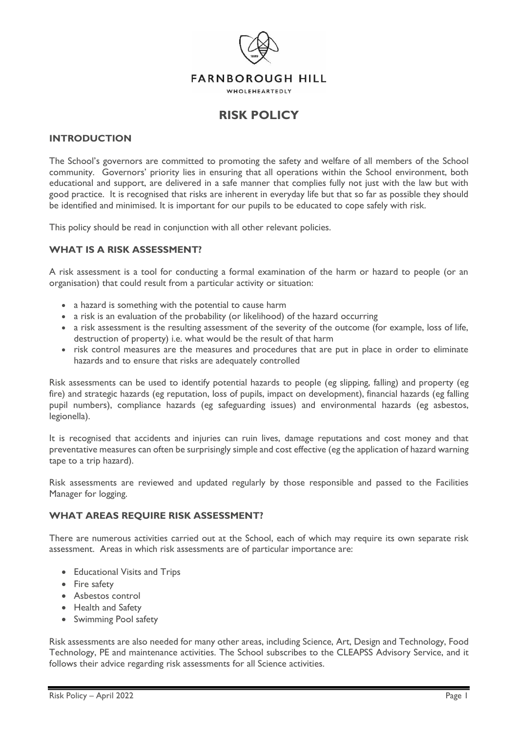FARNBOROUGH HILL

WHOLEHEARTEDLY

# RISK POLICY

## INTRODUCTION

The School's governors are committed to promoting the safety and welfare of all members of the School community. Governors' priority lies in ensuring that all operations within the School environment, both educational and support, are delivered in a safe manner that complies fully not just with the law but with good practice. It is recognised that risks are inherent in everyday life but that so far as possible they should be identified and minimised. It is important for our pupils to be educated to cope safely with risk.

This policy should be read in conjunction with all other relevant policies.

## WHAT IS A RISK ASSESSMENT?

A risk assessment is a tool for conducting a formal examination of the harm or hazard to people (or an organisation) that could result from a particular activity or situation:

- a hazard is something with the potential to cause harm
- a risk is an evaluation of the probability (or likelihood) of the hazard occurring
- a risk assessment is the resulting assessment of the severity of the outcome (for example, loss of life, destruction of property) i.e. what would be the result of that harm
- risk control measures are the measures and procedures that are put in place in order to eliminate hazards and to ensure that risks are adequately controlled

Risk assessments can be used to identify potential hazards to people (eg slipping, falling) and property (eg fire) and strategic hazards (eg reputation, loss of pupils, impact on development), financial hazards (eg falling pupil numbers), compliance hazards (eg safeguarding issues) and environmental hazards (eg asbestos, legionella).

It is recognised that accidents and injuries can ruin lives, damage reputations and cost money and that preventative measures can often be surprisingly simple and cost effective (eg the application of hazard warning tape to a trip hazard).

Risk assessments are reviewed and updated regularly by those responsible and passed to the Facilities Manager for logging.

## WHAT AREAS REQUIRE RISK ASSESSMENT?

There are numerous activities carried out at the School, each of which may require its own separate risk assessment. Areas in which risk assessments are of particular importance are:

- Educational Visits and Trips
- Fire safety
- Asbestos control
- Health and Safety
- Swimming Pool safety

Risk assessments are also needed for many other areas, including Science, Art, Design and Technology, Food Technology, PE and maintenance activities. The School subscribes to the CLEAPSS Advisory Service, and it follows their advice regarding risk assessments for all Science activities.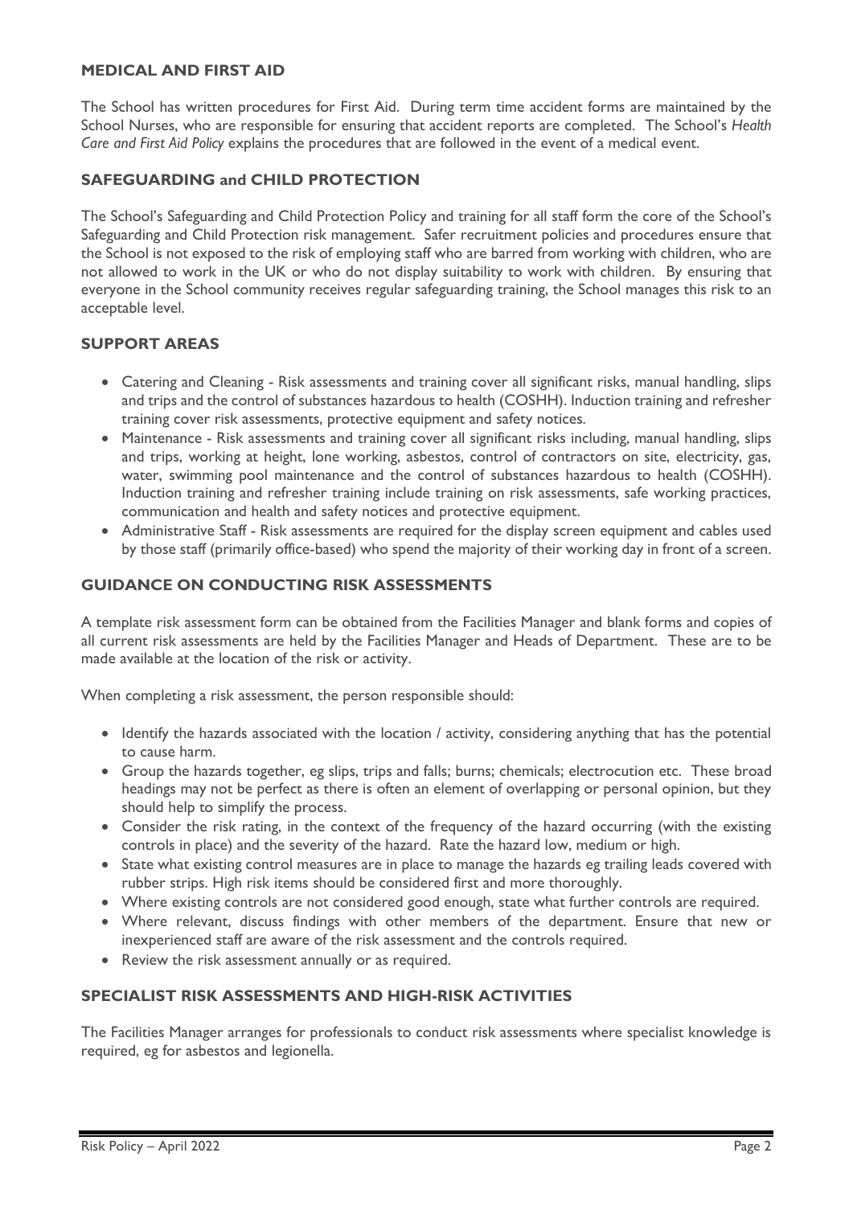## MEDICAL AND FIRST AID

The School has written procedures for First Aid. During term time accident forms are maintained by the School Nurses, who are responsible for ensuring that accident reports are completed. The School's *Health Care and First Aid Policy* explains the procedures that are followed in the event of a medical event.

## SAFEGUARDING and CHILD PROTECTION

The School's Safeguarding and Child Protection Policy and training for all staff form the core of the School's Safeguarding and Child Protection risk management. Safer recruitment policies and procedures ensure that the School is not exposed to the risk of employing staff who are barred from working with children, who are not allowed to work in the UK or who do not display suitability to work with children. By ensuring that everyone in the School community receives regular safeguarding training, the School manages this risk to an acceptable level.

## SUPPORT AREAS

- Catering and Cleaning - Risk assessments and training cover all significant risks, manual handling, slips and trips and the control of substances hazardous to health (COSHH). Induction training and refresher training cover risk assessments, protective equipment and safety notices.
- Maintenance - Risk assessments and training cover all significant risks including, manual handling, slips and trips, working at height, lone working, asbestos, control of contractors on site, electricity, gas, water, swimming pool maintenance and the control of substances hazardous to health (COSHH). Induction training and refresher training include training on risk assessments, safe working practices, communication and health and safety notices and protective equipment.
- Administrative Staff - Risk assessments are required for the display screen equipment and cables used by those staff (primarily office-based) who spend the majority of their working day in front of a screen.

## GUIDANCE ON CONDUCTING RISK ASSESSMENTS

A template risk assessment form can be obtained from the Facilities Manager and blank forms and copies of all current risk assessments are held by the Facilities Manager and Heads of Department. These are to be made available at the location of the risk or activity.

When completing a risk assessment, the person responsible should:

- Identify the hazards associated with the location / activity, considering anything that has the potential to cause harm.
- Group the hazards together, eg slips, trips and falls; burns; chemicals; electrocution etc. These broad headings may not be perfect as there is often an element of overlapping or personal opinion, but they should help to simplify the process.
- Consider the risk rating, in the context of the frequency of the hazard occurring (with the existing controls in place) and the severity of the hazard. Rate the hazard low, medium or high.
- State what existing control measures are in place to manage the hazards eg trailing leads covered with rubber strips. High risk items should be considered first and more thoroughly.
- Where existing controls are not considered good enough, state what further controls are required.
- Where relevant, discuss findings with other members of the department. Ensure that new or inexperienced staff are aware of the risk assessment and the controls required.
- Review the risk assessment annually or as required.

## SPECIALIST RISK ASSESSMENTS AND HIGH-RISK ACTIVITIES

The Facilities Manager arranges for professionals to conduct risk assessments where specialist knowledge is required, eg for asbestos and legionella.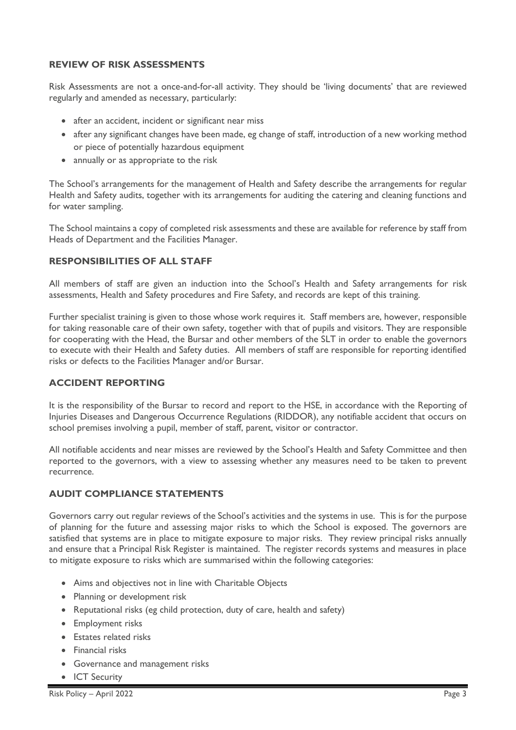## REVIEW OF RISK ASSESSMENTS

Risk Assessments are not a once-and-for-all activity. They should be 'living documents' that are reviewed regularly and amended as necessary, particularly:

- after an accident, incident or significant near miss
- after any significant changes have been made, eg change of staff, introduction of a new working method or piece of potentially hazardous equipment
- annually or as appropriate to the risk

The School's arrangements for the management of Health and Safety describe the arrangements for regular Health and Safety audits, together with its arrangements for auditing the catering and cleaning functions and for water sampling.

The School maintains a copy of completed risk assessments and these are available for reference by staff from Heads of Department and the Facilities Manager.

## RESPONSIBILITIES OF ALL STAFF

All members of staff are given an induction into the School's Health and Safety arrangements for risk assessments, Health and Safety procedures and Fire Safety, and records are kept of this training.

Further specialist training is given to those whose work requires it. Staff members are, however, responsible for taking reasonable care of their own safety, together with that of pupils and visitors. They are responsible for cooperating with the Head, the Bursar and other members of the SLT in order to enable the governors to execute with their Health and Safety duties. All members of staff are responsible for reporting identified risks or defects to the Facilities Manager and/or Bursar.

## ACCIDENT REPORTING

It is the responsibility of the Bursar to record and report to the HSE, in accordance with the Reporting of Injuries Diseases and Dangerous Occurrence Regulations (RIDDOR), any notifiable accident that occurs on school premises involving a pupil, member of staff, parent, visitor or contractor.

All notifiable accidents and near misses are reviewed by the School's Health and Safety Committee and then reported to the governors, with a view to assessing whether any measures need to be taken to prevent recurrence.

## AUDIT COMPLIANCE STATEMENTS

Governors carry out regular reviews of the School's activities and the systems in use. This is for the purpose of planning for the future and assessing major risks to which the School is exposed. The governors are satisfied that systems are in place to mitigate exposure to major risks. They review principal risks annually and ensure that a Principal Risk Register is maintained. The register records systems and measures in place to mitigate exposure to risks which are summarised within the following categories:

- Aims and objectives not in line with Charitable Objects
- Planning or development risk
- Reputational risks (eg child protection, duty of care, health and safety)
- Employment risks
- Estates related risks
- Financial risks
- Governance and management risks
- ICT Security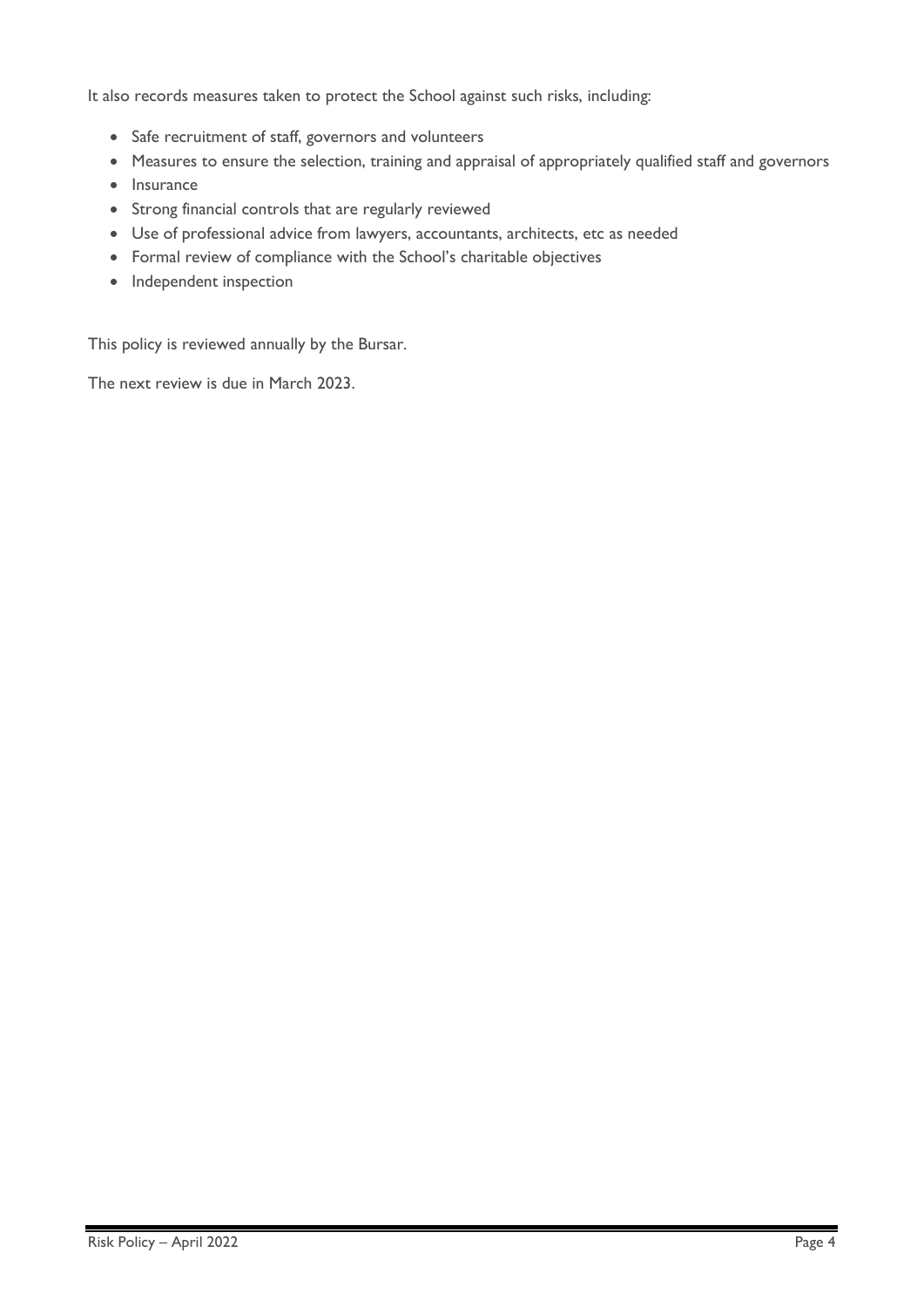It also records measures taken to protect the School against such risks, including:

- Safe recruitment of staff, governors and volunteers
- Measures to ensure the selection, training and appraisal of appropriately qualified staff and governors
- Insurance
- Strong financial controls that are regularly reviewed
- Use of professional advice from lawyers, accountants, architects, etc as needed
- Formal review of compliance with the School's charitable objectives
- Independent inspection

This policy is reviewed annually by the Bursar.

The next review is due in March 2023.